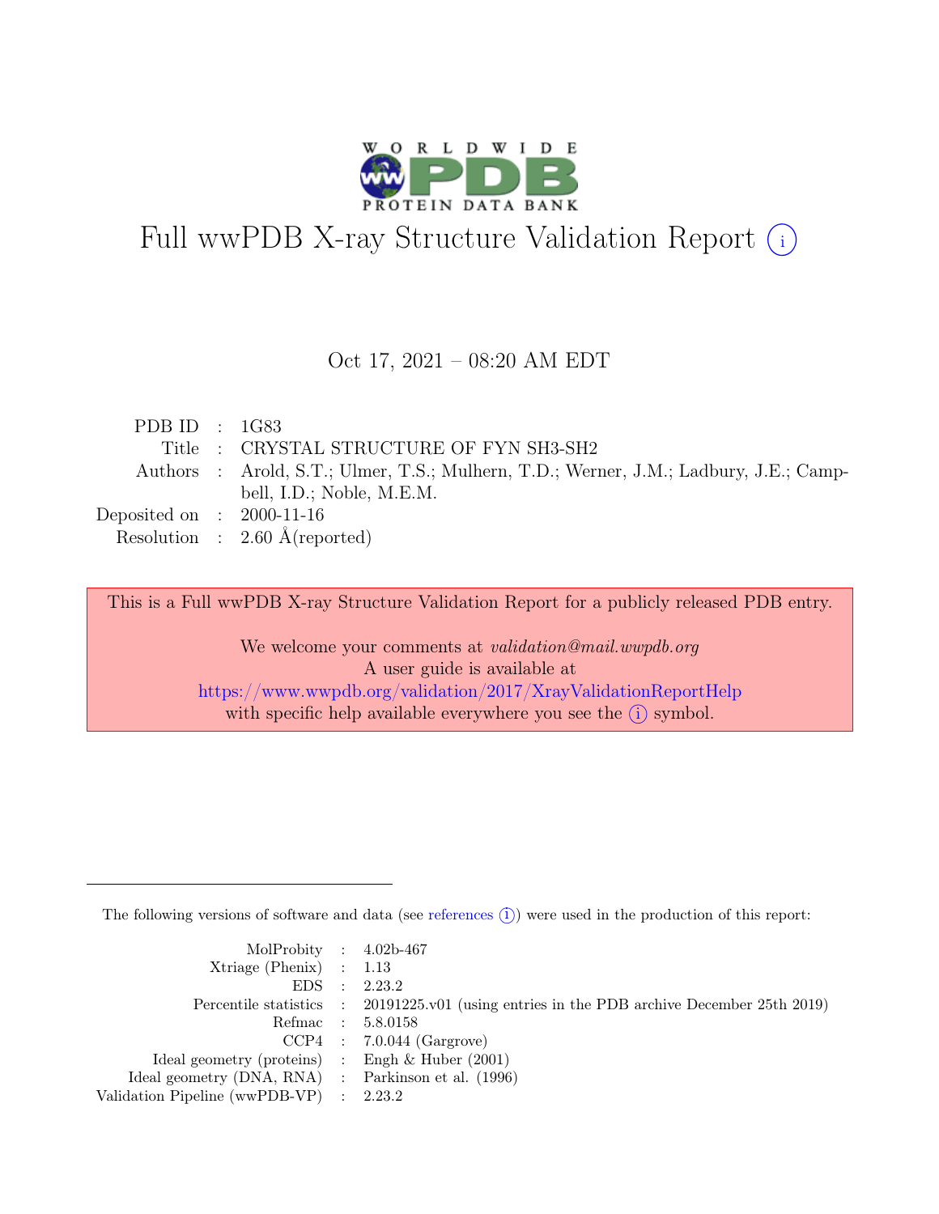# Full wwPDB X-ray Structure Validation Report (i)

Oct 17, 2021 – 08:20 AM EDT

| | | |
|---|---|---|
| PDB ID | : | 1G83 |
| Title | : | CRYSTAL STRUCTURE OF FYN SH3-SH2 |
| Authors | : | Arold, S.T.; Ulmer, T.S.; Mulhern, T.D.; Werner, J.M.; Ladbury, J.E.; Campbell, I.D.; Noble, M.E.M. |
| Deposited on | : | 2000-11-16 |
| Resolution | : | 2.60 Å(reported) |

This is a Full wwPDB X-ray Structure Validation Report for a publicly released PDB entry.

We welcome your comments at *validation@mail.wwpdb.org*
A user guide is available at
https://www.wwpdb.org/validation/2017/XrayValidationReportHelp
with specific help available everywhere you see the (i) symbol.

---

The following versions of software and data (see references (i)) were used in the production of this report:

| | | |
|---|---|---|
| MolProbity | : | 4.02b-467 |
| Xtriage (Phenix) | : | 1.13 |
| EDS | : | 2.23.2 |
| Percentile statistics | : | 20191225.v01 (using entries in the PDB archive December 25th 2019) |
| Refmac | : | 5.8.0158 |
| CCP4 | : | 7.0.044 (Gargrove) |
| Ideal geometry (proteins) | : | Engh & Huber (2001) |
| Ideal geometry (DNA, RNA) | : | Parkinson et al. (1996) |
| Validation Pipeline (wwPDB-VP) | : | 2.23.2 |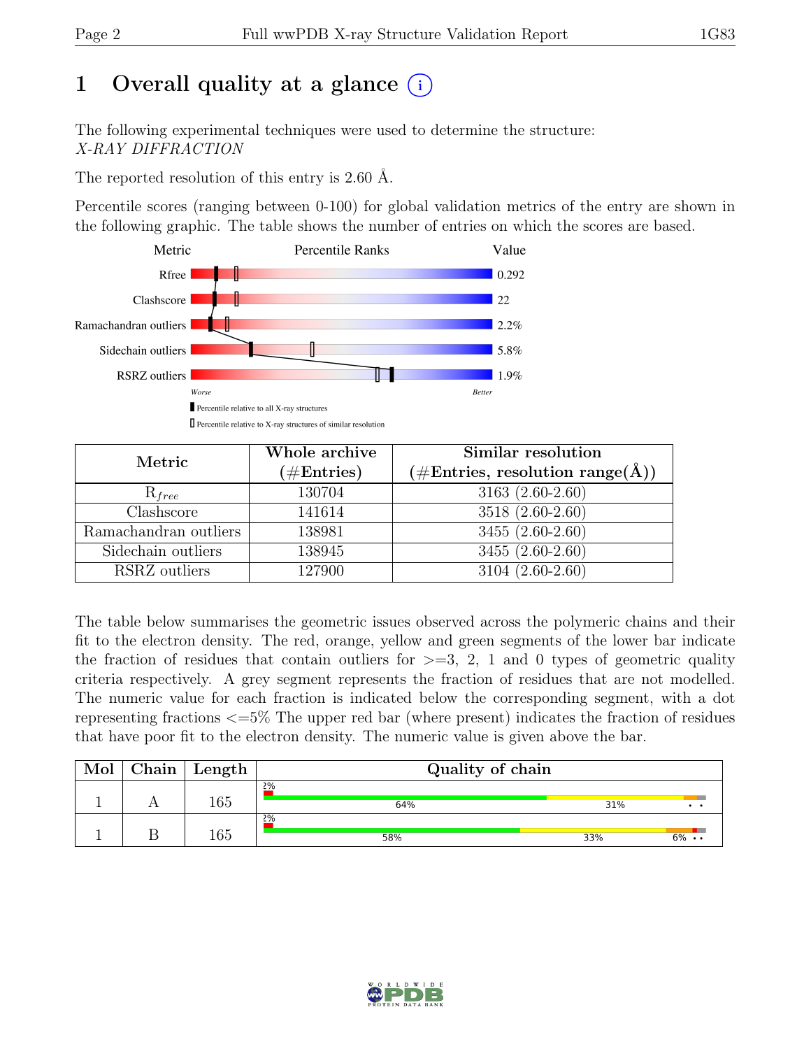# 1 Overall quality at a glance

The following experimental techniques were used to determine the structure:
*X-RAY DIFFRACTION*

The reported resolution of this entry is 2.60 Å.

Percentile scores (ranging between 0-100) for global validation metrics of the entry are shown in the following graphic. The table shows the number of entries on which the scores are based.

| Metric | Value |
|---|---|
| Rfree | 0.292 |
| Clashscore | 22 |
| Ramachandran outliers | 2.2% |
| Sidechain outliers | 5.8% |
| RSRZ outliers | 1.9% |

| Metric | Whole archive (#Entries) | Similar resolution (#Entries, resolution range(Å)) |
|---|---|---|
| $R_{free}$ | 130704 | 3163 (2.60-2.60) |
| Clashscore | 141614 | 3518 (2.60-2.60) |
| Ramachandran outliers | 138981 | 3455 (2.60-2.60) |
| Sidechain outliers | 138945 | 3455 (2.60-2.60) |
| RSRZ outliers | 127900 | 3104 (2.60-2.60) |

The table below summarises the geometric issues observed across the polymeric chains and their fit to the electron density. The red, orange, yellow and green segments of the lower bar indicate the fraction of residues that contain outliers for >=3, 2, 1 and 0 types of geometric quality criteria respectively. A grey segment represents the fraction of residues that are not modelled. The numeric value for each fraction is indicated below the corresponding segment, with a dot representing fractions <=5% The upper red bar (where present) indicates the fraction of residues that have poor fit to the electron density. The numeric value is given above the bar.

| Mol | Chain | Length | Quality of chain |
|---|---|---|---|
| 1 | A | 165 | 2%; 64%, 31%, • • |
| 1 | B | 165 | 2%; 58%, 33%, 6%, • • |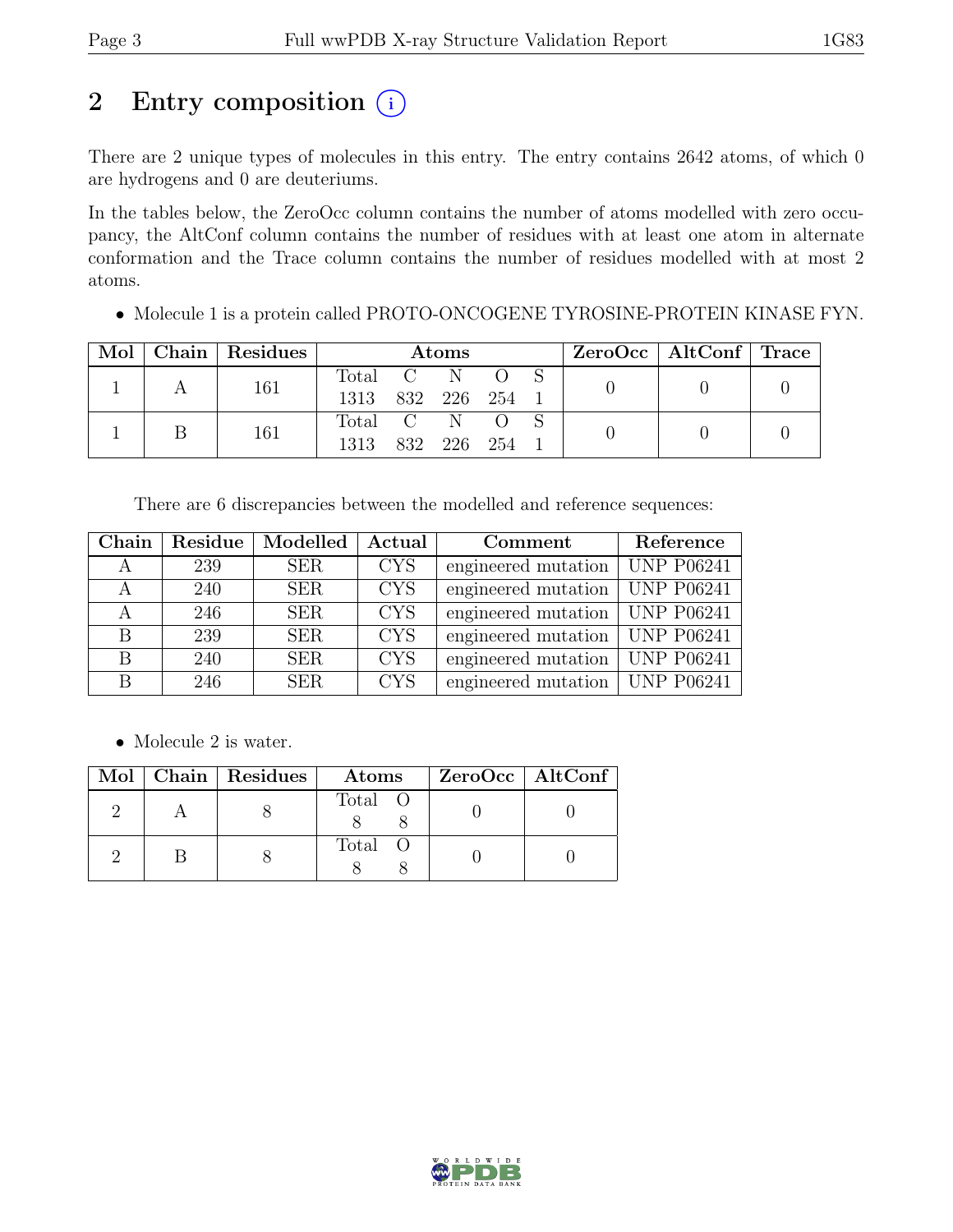# 2 Entry composition (i)

There are 2 unique types of molecules in this entry. The entry contains 2642 atoms, of which 0 are hydrogens and 0 are deuteriums.

In the tables below, the ZeroOcc column contains the number of atoms modelled with zero occupancy, the AltConf column contains the number of residues with at least one atom in alternate conformation and the Trace column contains the number of residues modelled with at most 2 atoms.

- Molecule 1 is a protein called PROTO-ONCOGENE TYROSINE-PROTEIN KINASE FYN.

| Mol | Chain | Residues | Atoms | | | | | ZeroOcc | AltConf | Trace |
|---|---|---|---|---|---|---|---|---|---|---|
| 1 | A | 161 | Total | C | N | O | S | 0 | 0 | 0 |
| | | | 1313 | 832 | 226 | 254 | 1 | | | |
| 1 | B | 161 | Total | C | N | O | S | 0 | 0 | 0 |
| | | | 1313 | 832 | 226 | 254 | 1 | | | |

There are 6 discrepancies between the modelled and reference sequences:

| Chain | Residue | Modelled | Actual | Comment | Reference |
|---|---|---|---|---|---|
| A | 239 | SER | CYS | engineered mutation | UNP P06241 |
| A | 240 | SER | CYS | engineered mutation | UNP P06241 |
| A | 246 | SER | CYS | engineered mutation | UNP P06241 |
| B | 239 | SER | CYS | engineered mutation | UNP P06241 |
| B | 240 | SER | CYS | engineered mutation | UNP P06241 |
| B | 246 | SER | CYS | engineered mutation | UNP P06241 |

- Molecule 2 is water.

| Mol | Chain | Residues | Atoms | | ZeroOcc | AltConf |
|---|---|---|---|---|---|---|
| 2 | A | 8 | Total | O | 0 | 0 |
| | | | 8 | 8 | | |
| 2 | B | 8 | Total | O | 0 | 0 |
| | | | 8 | 8 | | |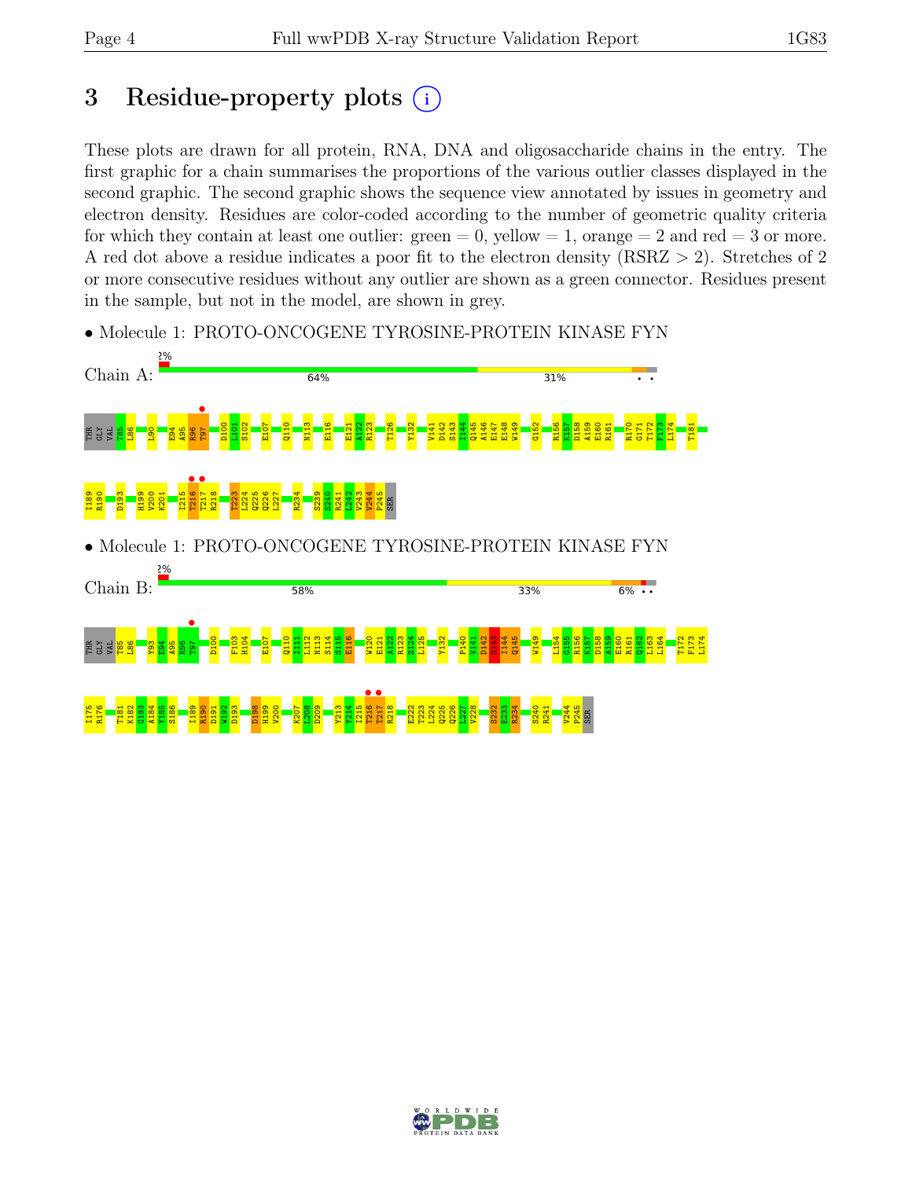# 3 Residue-property plots

These plots are drawn for all protein, RNA, DNA and oligosaccharide chains in the entry. The first graphic for a chain summarises the proportions of the various outlier classes displayed in the second graphic. The second graphic shows the sequence view annotated by issues in geometry and electron density. Residues are color-coded according to the number of geometric quality criteria for which they contain at least one outlier: green = 0, yellow = 1, orange = 2 and red = 3 or more. A red dot above a residue indicates a poor fit to the electron density (RSRZ > 2). Stretches of 2 or more consecutive residues without any outlier are shown as a green connector. Residues present in the sample, but not in the model, are shown in grey.

- Molecule 1: PROTO-ONCOGENE TYROSINE-PROTEIN KINASE FYN

Chain A: 2% | 64% | 31% | • •

THR GLY VAL T85 L86 L90 E94 A95 R96 T97 D100 L101 S102 E107 Q110 N113 E116 E121 A122 R123 T126 Y132 V141 D142 S143 I144 Q145 A146 E147 E148 W149 G152 R156 K157 D158 A159 E160 R161 R170 G171 T172 F173 L174 T181 I189 R190 D193 H199 V200 K201 I215 T216 T217 R218 T223 L224 Q225 Q226 L227 R234 S239 S240 R241 L242 V243 V244 P245 SER

- Molecule 1: PROTO-ONCOGENE TYROSINE-PROTEIN KINASE FYN

Chain B: 2% | 58% | 33% | 6% • •

THR GLY VAL T85 L86 Y93 E94 A95 R96 T97 D100 F103 H104 E107 Q110 I111 L112 N113 S114 S115 E116 W120 E121 A122 R123 S124 L125 Y132 P140 V141 D142 S143 I144 Q145 W149 L154 G155 R156 K157 D158 A159 E160 R161 Q162 L163 L164 T172 F173 L174 I175 R176 T181 K182 G183 A184 Y185 S186 I189 R190 D191 W192 D193 D198 H199 V200 K207 L208 D209 Y213 Y214 I215 T216 T217 R218 E222 T223 L224 Q225 Q226 L227 V228 S232 E233 R234 S240 R241 V244 P245 SER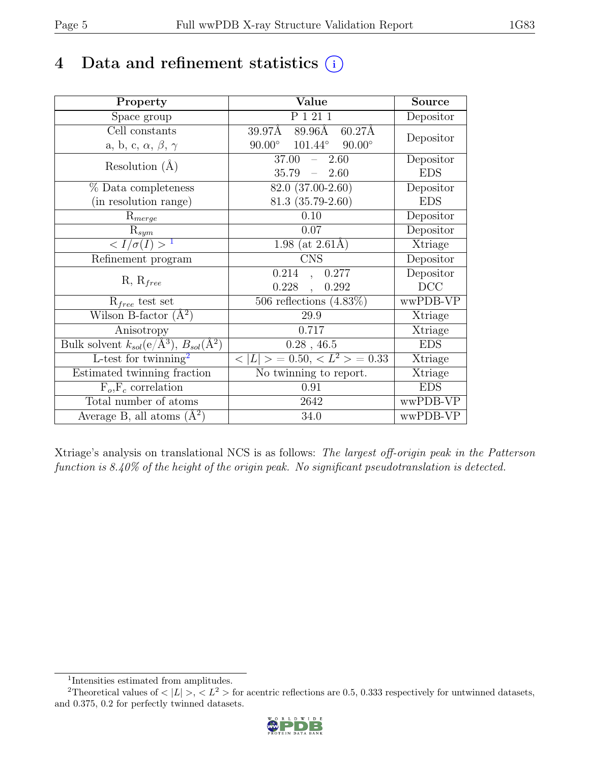# 4 Data and refinement statistics

| Property | Value | Source |
|---|---|---|
| Space group | P 1 21 1 | Depositor |
| Cell constants<br>a, b, c, $\alpha$, $\beta$, $\gamma$ | 39.97Å 89.96Å 60.27Å<br>90.00° 101.44° 90.00° | Depositor |
| Resolution (Å) | 37.00 – 2.60<br>35.79 – 2.60 | Depositor<br>EDS |
| % Data completeness<br>(in resolution range) | 82.0 (37.00-2.60)<br>81.3 (35.79-2.60) | Depositor<br>EDS |
| $R_{merge}$ | 0.10 | Depositor |
| $R_{sym}$ | 0.07 | Depositor |
| $< I/\sigma(I) >$ [1] | 1.98 (at 2.61Å) | Xtriage |
| Refinement program | CNS | Depositor |
| R, $R_{free}$ | 0.214 , 0.277<br>0.228 , 0.292 | Depositor<br>DCC |
| $R_{free}$ test set | 506 reflections (4.83%) | wwPDB-VP |
| Wilson B-factor (Å$^2$) | 29.9 | Xtriage |
| Anisotropy | 0.717 | Xtriage |
| Bulk solvent $k_{sol}$(e/Å$^3$), $B_{sol}$(Å$^2$) | 0.28 , 46.5 | EDS |
| L-test for twinning[2] | $< \|L\| > = 0.50$, $< L^2 > = 0.33$ | Xtriage |
| Estimated twinning fraction | No twinning to report. | Xtriage |
| $F_o$,$F_c$ correlation | 0.91 | EDS |
| Total number of atoms | 2642 | wwPDB-VP |
| Average B, all atoms (Å$^2$) | 34.0 | wwPDB-VP |

Xtriage's analysis on translational NCS is as follows: *The largest off-origin peak in the Patterson function is 8.40% of the height of the origin peak. No significant pseudotranslation is detected.*

[1] Intensities estimated from amplitudes.

[2] Theoretical values of $< |L| >$, $< L^2 >$ for acentric reflections are 0.5, 0.333 respectively for untwinned datasets, and 0.375, 0.2 for perfectly twinned datasets.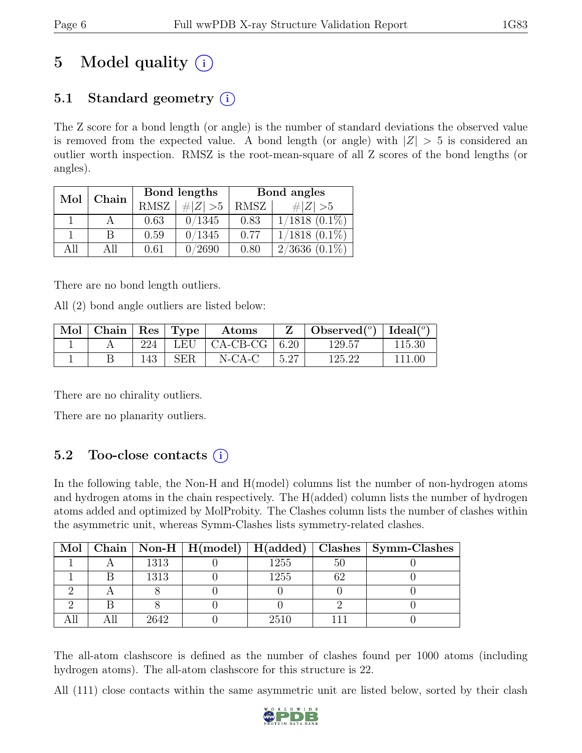# 5 Model quality (i)

## 5.1 Standard geometry (i)

The Z score for a bond length (or angle) is the number of standard deviations the observed value is removed from the expected value. A bond length (or angle) with $|Z| > 5$ is considered an outlier worth inspection. RMSZ is the root-mean-square of all Z scores of the bond lengths (or angles).

| Mol | Chain | Bond lengths | | Bond angles | |
|---|---|---|---|---|---|
| | | RMSZ | $\#|Z| > 5$ | RMSZ | $\#|Z| > 5$ |
| 1 | A | 0.63 | 0/1345 | 0.83 | 1/1818 (0.1%) |
| 1 | B | 0.59 | 0/1345 | 0.77 | 1/1818 (0.1%) |
| All | All | 0.61 | 0/2690 | 0.80 | 2/3636 (0.1%) |

There are no bond length outliers.

All (2) bond angle outliers are listed below:

| Mol | Chain | Res | Type | Atoms | Z | Observed($^o$) | Ideal($^o$) |
|---|---|---|---|---|---|---|---|
| 1 | A | 224 | LEU | CA-CB-CG | 6.20 | 129.57 | 115.30 |
| 1 | B | 143 | SER | N-CA-C | 5.27 | 125.22 | 111.00 |

There are no chirality outliers.

There are no planarity outliers.

## 5.2 Too-close contacts (i)

In the following table, the Non-H and H(model) columns list the number of non-hydrogen atoms and hydrogen atoms in the chain respectively. The H(added) column lists the number of hydrogen atoms added and optimized by MolProbity. The Clashes column lists the number of clashes within the asymmetric unit, whereas Symm-Clashes lists symmetry-related clashes.

| Mol | Chain | Non-H | H(model) | H(added) | Clashes | Symm-Clashes |
|---|---|---|---|---|---|---|
| 1 | A | 1313 | 0 | 1255 | 50 | 0 |
| 1 | B | 1313 | 0 | 1255 | 62 | 0 |
| 2 | A | 8 | 0 | 0 | 0 | 0 |
| 2 | B | 8 | 0 | 0 | 2 | 0 |
| All | All | 2642 | 0 | 2510 | 111 | 0 |

The all-atom clashscore is defined as the number of clashes found per 1000 atoms (including hydrogen atoms). The all-atom clashscore for this structure is 22.

All (111) close contacts within the same asymmetric unit are listed below, sorted by their clash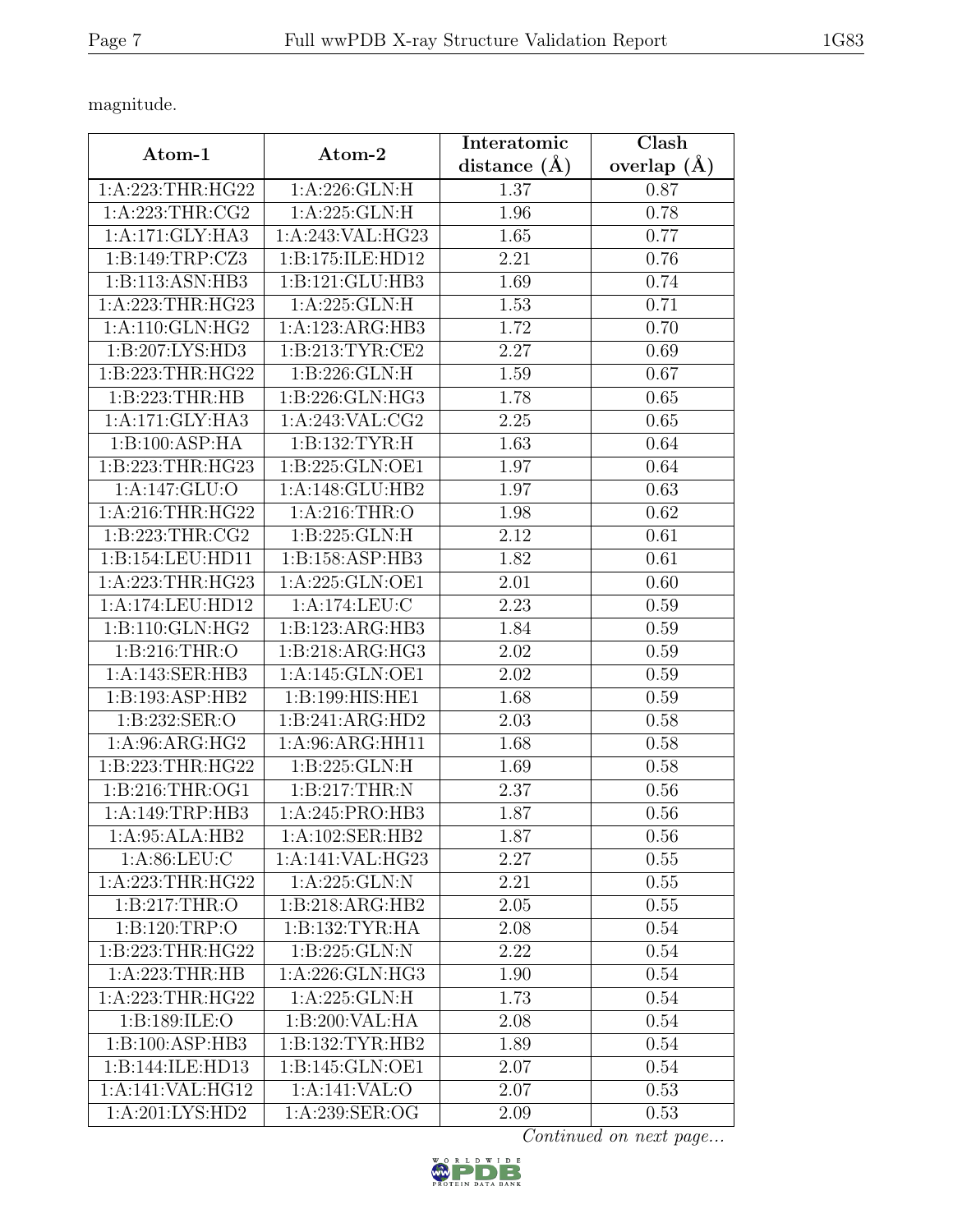magnitude.

| Atom-1 | Atom-2 | Interatomic distance (Å) | Clash overlap (Å) |
| --- | --- | --- | --- |
| 1:A:223:THR:HG22 | 1:A:226:GLN:H | 1.37 | 0.87 |
| 1:A:223:THR:CG2 | 1:A:225:GLN:H | 1.96 | 0.78 |
| 1:A:171:GLY:HA3 | 1:A:243:VAL:HG23 | 1.65 | 0.77 |
| 1:B:149:TRP:CZ3 | 1:B:175:ILE:HD12 | 2.21 | 0.76 |
| 1:B:113:ASN:HB3 | 1:B:121:GLU:HB3 | 1.69 | 0.74 |
| 1:A:223:THR:HG23 | 1:A:225:GLN:H | 1.53 | 0.71 |
| 1:A:110:GLN:HG2 | 1:A:123:ARG:HB3 | 1.72 | 0.70 |
| 1:B:207:LYS:HD3 | 1:B:213:TYR:CE2 | 2.27 | 0.69 |
| 1:B:223:THR:HG22 | 1:B:226:GLN:H | 1.59 | 0.67 |
| 1:B:223:THR:HB | 1:B:226:GLN:HG3 | 1.78 | 0.65 |
| 1:A:171:GLY:HA3 | 1:A:243:VAL:CG2 | 2.25 | 0.65 |
| 1:B:100:ASP:HA | 1:B:132:TYR:H | 1.63 | 0.64 |
| 1:B:223:THR:HG23 | 1:B:225:GLN:OE1 | 1.97 | 0.64 |
| 1:A:147:GLU:O | 1:A:148:GLU:HB2 | 1.97 | 0.63 |
| 1:A:216:THR:HG22 | 1:A:216:THR:O | 1.98 | 0.62 |
| 1:B:223:THR:CG2 | 1:B:225:GLN:H | 2.12 | 0.61 |
| 1:B:154:LEU:HD11 | 1:B:158:ASP:HB3 | 1.82 | 0.61 |
| 1:A:223:THR:HG23 | 1:A:225:GLN:OE1 | 2.01 | 0.60 |
| 1:A:174:LEU:HD12 | 1:A:174:LEU:C | 2.23 | 0.59 |
| 1:B:110:GLN:HG2 | 1:B:123:ARG:HB3 | 1.84 | 0.59 |
| 1:B:216:THR:O | 1:B:218:ARG:HG3 | 2.02 | 0.59 |
| 1:A:143:SER:HB3 | 1:A:145:GLN:OE1 | 2.02 | 0.59 |
| 1:B:193:ASP:HB2 | 1:B:199:HIS:HE1 | 1.68 | 0.59 |
| 1:B:232:SER:O | 1:B:241:ARG:HD2 | 2.03 | 0.58 |
| 1:A:96:ARG:HG2 | 1:A:96:ARG:HH11 | 1.68 | 0.58 |
| 1:B:223:THR:HG22 | 1:B:225:GLN:H | 1.69 | 0.58 |
| 1:B:216:THR:OG1 | 1:B:217:THR:N | 2.37 | 0.56 |
| 1:A:149:TRP:HB3 | 1:A:245:PRO:HB3 | 1.87 | 0.56 |
| 1:A:95:ALA:HB2 | 1:A:102:SER:HB2 | 1.87 | 0.56 |
| 1:A:86:LEU:C | 1:A:141:VAL:HG23 | 2.27 | 0.55 |
| 1:A:223:THR:HG22 | 1:A:225:GLN:N | 2.21 | 0.55 |
| 1:B:217:THR:O | 1:B:218:ARG:HB2 | 2.05 | 0.55 |
| 1:B:120:TRP:O | 1:B:132:TYR:HA | 2.08 | 0.54 |
| 1:B:223:THR:HG22 | 1:B:225:GLN:N | 2.22 | 0.54 |
| 1:A:223:THR:HB | 1:A:226:GLN:HG3 | 1.90 | 0.54 |
| 1:A:223:THR:HG22 | 1:A:225:GLN:H | 1.73 | 0.54 |
| 1:B:189:ILE:O | 1:B:200:VAL:HA | 2.08 | 0.54 |
| 1:B:100:ASP:HB3 | 1:B:132:TYR:HB2 | 1.89 | 0.54 |
| 1:B:144:ILE:HD13 | 1:B:145:GLN:OE1 | 2.07 | 0.54 |
| 1:A:141:VAL:HG12 | 1:A:141:VAL:O | 2.07 | 0.53 |
| 1:A:201:LYS:HD2 | 1:A:239:SER:OG | 2.09 | 0.53 |

*Continued on next page...*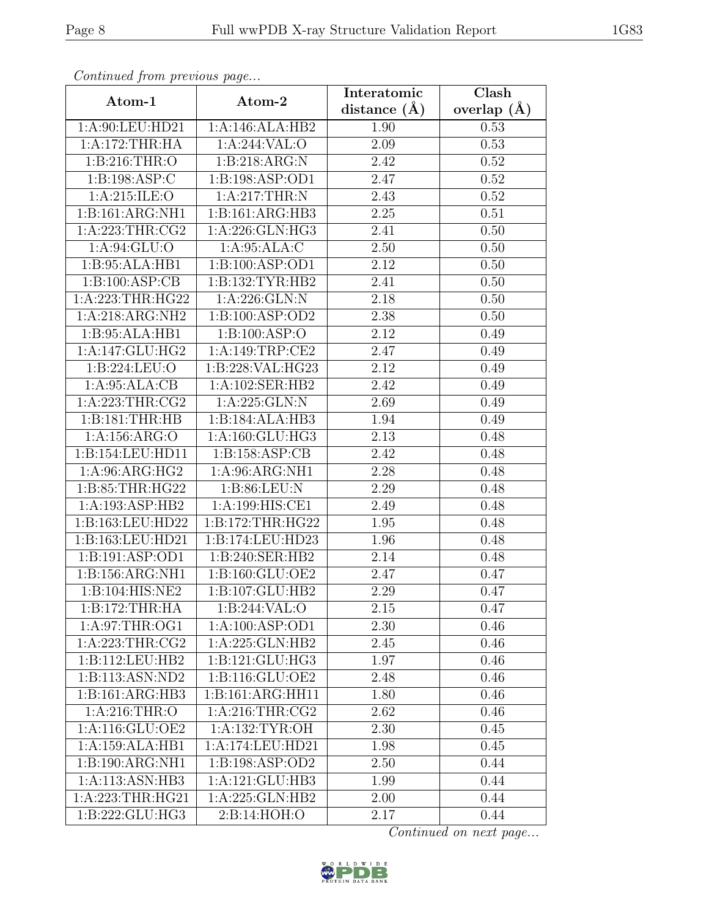*Continued from previous page...*

| Atom-1 | Atom-2 | Interatomic distance (Å) | Clash overlap (Å) |
|---|---|---|---|
| 1:A:90:LEU:HD21 | 1:A:146:ALA:HB2 | 1.90 | 0.53 |
| 1:A:172:THR:HA | 1:A:244:VAL:O | 2.09 | 0.53 |
| 1:B:216:THR:O | 1:B:218:ARG:N | 2.42 | 0.52 |
| 1:B:198:ASP:C | 1:B:198:ASP:OD1 | 2.47 | 0.52 |
| 1:A:215:ILE:O | 1:A:217:THR:N | 2.43 | 0.52 |
| 1:B:161:ARG:NH1 | 1:B:161:ARG:HB3 | 2.25 | 0.51 |
| 1:A:223:THR:CG2 | 1:A:226:GLN:HG3 | 2.41 | 0.50 |
| 1:A:94:GLU:O | 1:A:95:ALA:C | 2.50 | 0.50 |
| 1:B:95:ALA:HB1 | 1:B:100:ASP:OD1 | 2.12 | 0.50 |
| 1:B:100:ASP:CB | 1:B:132:TYR:HB2 | 2.41 | 0.50 |
| 1:A:223:THR:HG22 | 1:A:226:GLN:N | 2.18 | 0.50 |
| 1:A:218:ARG:NH2 | 1:B:100:ASP:OD2 | 2.38 | 0.50 |
| 1:B:95:ALA:HB1 | 1:B:100:ASP:O | 2.12 | 0.49 |
| 1:A:147:GLU:HG2 | 1:A:149:TRP:CE2 | 2.47 | 0.49 |
| 1:B:224:LEU:O | 1:B:228:VAL:HG23 | 2.12 | 0.49 |
| 1:A:95:ALA:CB | 1:A:102:SER:HB2 | 2.42 | 0.49 |
| 1:A:223:THR:CG2 | 1:A:225:GLN:N | 2.69 | 0.49 |
| 1:B:181:THR:HB | 1:B:184:ALA:HB3 | 1.94 | 0.49 |
| 1:A:156:ARG:O | 1:A:160:GLU:HG3 | 2.13 | 0.48 |
| 1:B:154:LEU:HD11 | 1:B:158:ASP:CB | 2.42 | 0.48 |
| 1:A:96:ARG:HG2 | 1:A:96:ARG:NH1 | 2.28 | 0.48 |
| 1:B:85:THR:HG22 | 1:B:86:LEU:N | 2.29 | 0.48 |
| 1:A:193:ASP:HB2 | 1:A:199:HIS:CE1 | 2.49 | 0.48 |
| 1:B:163:LEU:HD22 | 1:B:172:THR:HG22 | 1.95 | 0.48 |
| 1:B:163:LEU:HD21 | 1:B:174:LEU:HD23 | 1.96 | 0.48 |
| 1:B:191:ASP:OD1 | 1:B:240:SER:HB2 | 2.14 | 0.48 |
| 1:B:156:ARG:NH1 | 1:B:160:GLU:OE2 | 2.47 | 0.47 |
| 1:B:104:HIS:NE2 | 1:B:107:GLU:HB2 | 2.29 | 0.47 |
| 1:B:172:THR:HA | 1:B:244:VAL:O | 2.15 | 0.47 |
| 1:A:97:THR:OG1 | 1:A:100:ASP:OD1 | 2.30 | 0.46 |
| 1:A:223:THR:CG2 | 1:A:225:GLN:HB2 | 2.45 | 0.46 |
| 1:B:112:LEU:HB2 | 1:B:121:GLU:HG3 | 1.97 | 0.46 |
| 1:B:113:ASN:ND2 | 1:B:116:GLU:OE2 | 2.48 | 0.46 |
| 1:B:161:ARG:HB3 | 1:B:161:ARG:HH11 | 1.80 | 0.46 |
| 1:A:216:THR:O | 1:A:216:THR:CG2 | 2.62 | 0.46 |
| 1:A:116:GLU:OE2 | 1:A:132:TYR:OH | 2.30 | 0.45 |
| 1:A:159:ALA:HB1 | 1:A:174:LEU:HD21 | 1.98 | 0.45 |
| 1:B:190:ARG:NH1 | 1:B:198:ASP:OD2 | 2.50 | 0.44 |
| 1:A:113:ASN:HB3 | 1:A:121:GLU:HB3 | 1.99 | 0.44 |
| 1:A:223:THR:HG21 | 1:A:225:GLN:HB2 | 2.00 | 0.44 |
| 1:B:222:GLU:HG3 | 2:B:14:HOH:O | 2.17 | 0.44 |

*Continued on next page...*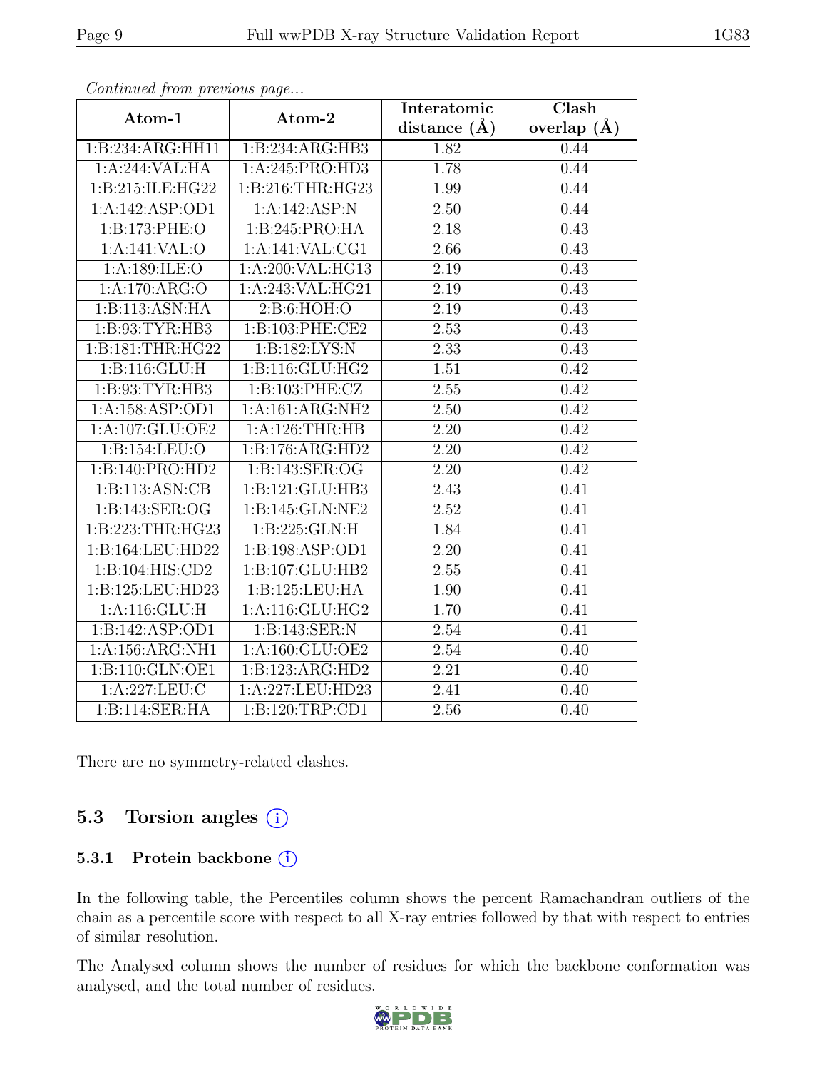*Continued from previous page...*

| Atom-1 | Atom-2 | Interatomic distance (Å) | Clash overlap (Å) |
|---|---|---|---|
| 1:B:234:ARG:HH11 | 1:B:234:ARG:HB3 | 1.82 | 0.44 |
| 1:A:244:VAL:HA | 1:A:245:PRO:HD3 | 1.78 | 0.44 |
| 1:B:215:ILE:HG22 | 1:B:216:THR:HG23 | 1.99 | 0.44 |
| 1:A:142:ASP:OD1 | 1:A:142:ASP:N | 2.50 | 0.44 |
| 1:B:173:PHE:O | 1:B:245:PRO:HA | 2.18 | 0.43 |
| 1:A:141:VAL:O | 1:A:141:VAL:CG1 | 2.66 | 0.43 |
| 1:A:189:ILE:O | 1:A:200:VAL:HG13 | 2.19 | 0.43 |
| 1:A:170:ARG:O | 1:A:243:VAL:HG21 | 2.19 | 0.43 |
| 1:B:113:ASN:HA | 2:B:6:HOH:O | 2.19 | 0.43 |
| 1:B:93:TYR:HB3 | 1:B:103:PHE:CE2 | 2.53 | 0.43 |
| 1:B:181:THR:HG22 | 1:B:182:LYS:N | 2.33 | 0.43 |
| 1:B:116:GLU:H | 1:B:116:GLU:HG2 | 1.51 | 0.42 |
| 1:B:93:TYR:HB3 | 1:B:103:PHE:CZ | 2.55 | 0.42 |
| 1:A:158:ASP:OD1 | 1:A:161:ARG:NH2 | 2.50 | 0.42 |
| 1:A:107:GLU:OE2 | 1:A:126:THR:HB | 2.20 | 0.42 |
| 1:B:154:LEU:O | 1:B:176:ARG:HD2 | 2.20 | 0.42 |
| 1:B:140:PRO:HD2 | 1:B:143:SER:OG | 2.20 | 0.42 |
| 1:B:113:ASN:CB | 1:B:121:GLU:HB3 | 2.43 | 0.41 |
| 1:B:143:SER:OG | 1:B:145:GLN:NE2 | 2.52 | 0.41 |
| 1:B:223:THR:HG23 | 1:B:225:GLN:H | 1.84 | 0.41 |
| 1:B:164:LEU:HD22 | 1:B:198:ASP:OD1 | 2.20 | 0.41 |
| 1:B:104:HIS:CD2 | 1:B:107:GLU:HB2 | 2.55 | 0.41 |
| 1:B:125:LEU:HD23 | 1:B:125:LEU:HA | 1.90 | 0.41 |
| 1:A:116:GLU:H | 1:A:116:GLU:HG2 | 1.70 | 0.41 |
| 1:B:142:ASP:OD1 | 1:B:143:SER:N | 2.54 | 0.41 |
| 1:A:156:ARG:NH1 | 1:A:160:GLU:OE2 | 2.54 | 0.40 |
| 1:B:110:GLN:OE1 | 1:B:123:ARG:HD2 | 2.21 | 0.40 |
| 1:A:227:LEU:C | 1:A:227:LEU:HD23 | 2.41 | 0.40 |
| 1:B:114:SER:HA | 1:B:120:TRP:CD1 | 2.56 | 0.40 |

There are no symmetry-related clashes.

## 5.3 Torsion angles (i)

### 5.3.1 Protein backbone (i)

In the following table, the Percentiles column shows the percent Ramachandran outliers of the chain as a percentile score with respect to all X-ray entries followed by that with respect to entries of similar resolution.

The Analysed column shows the number of residues for which the backbone conformation was analysed, and the total number of residues.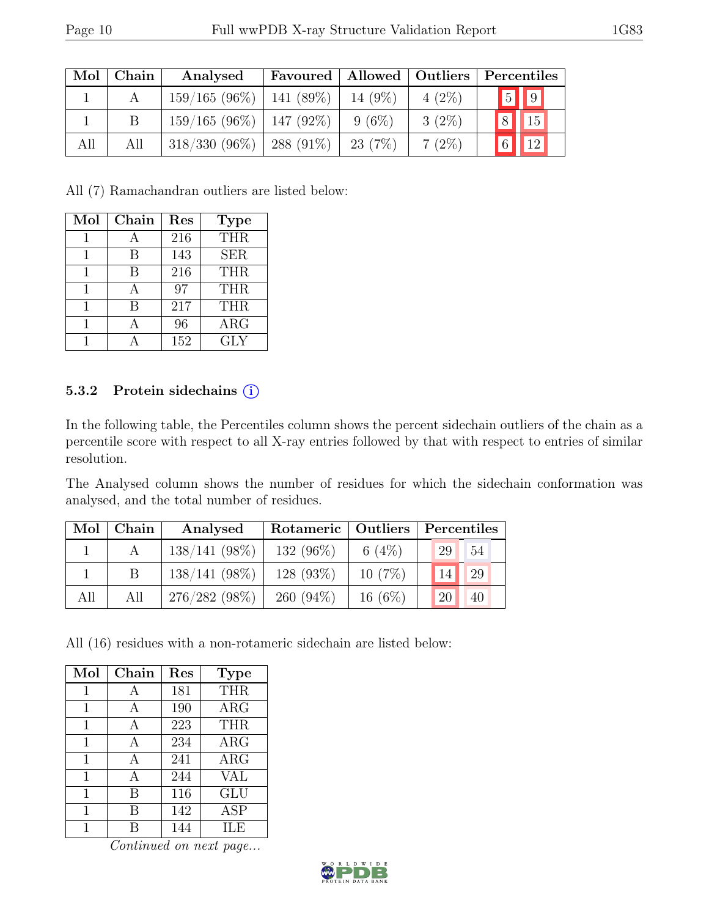| Mol | Chain | Analysed | Favoured | Allowed | Outliers | Percentiles | |
|---|---|---|---|---|---|---|---|
| 1 | A | 159/165 (96%) | 141 (89%) | 14 (9%) | 4 (2%) | 5 | 9 |
| 1 | B | 159/165 (96%) | 147 (92%) | 9 (6%) | 3 (2%) | 8 | 15 |
| All | All | 318/330 (96%) | 288 (91%) | 23 (7%) | 7 (2%) | 6 | 12 |

All (7) Ramachandran outliers are listed below:

| Mol | Chain | Res | Type |
|---|---|---|---|
| 1 | A | 216 | THR |
| 1 | B | 143 | SER |
| 1 | B | 216 | THR |
| 1 | A | 97 | THR |
| 1 | B | 217 | THR |
| 1 | A | 96 | ARG |
| 1 | A | 152 | GLY |

#### 5.3.2 Protein sidechains (i)

In the following table, the Percentiles column shows the percent sidechain outliers of the chain as a percentile score with respect to all X-ray entries followed by that with respect to entries of similar resolution.

The Analysed column shows the number of residues for which the sidechain conformation was analysed, and the total number of residues.

| Mol | Chain | Analysed | Rotameric | Outliers | Percentiles | |
|---|---|---|---|---|---|---|
| 1 | A | 138/141 (98%) | 132 (96%) | 6 (4%) | 29 | 54 |
| 1 | B | 138/141 (98%) | 128 (93%) | 10 (7%) | 14 | 29 |
| All | All | 276/282 (98%) | 260 (94%) | 16 (6%) | 20 | 40 |

All (16) residues with a non-rotameric sidechain are listed below:

| Mol | Chain | Res | Type |
|---|---|---|---|
| 1 | A | 181 | THR |
| 1 | A | 190 | ARG |
| 1 | A | 223 | THR |
| 1 | A | 234 | ARG |
| 1 | A | 241 | ARG |
| 1 | A | 244 | VAL |
| 1 | B | 116 | GLU |
| 1 | B | 142 | ASP |
| 1 | B | 144 | ILE |

*Continued on next page...*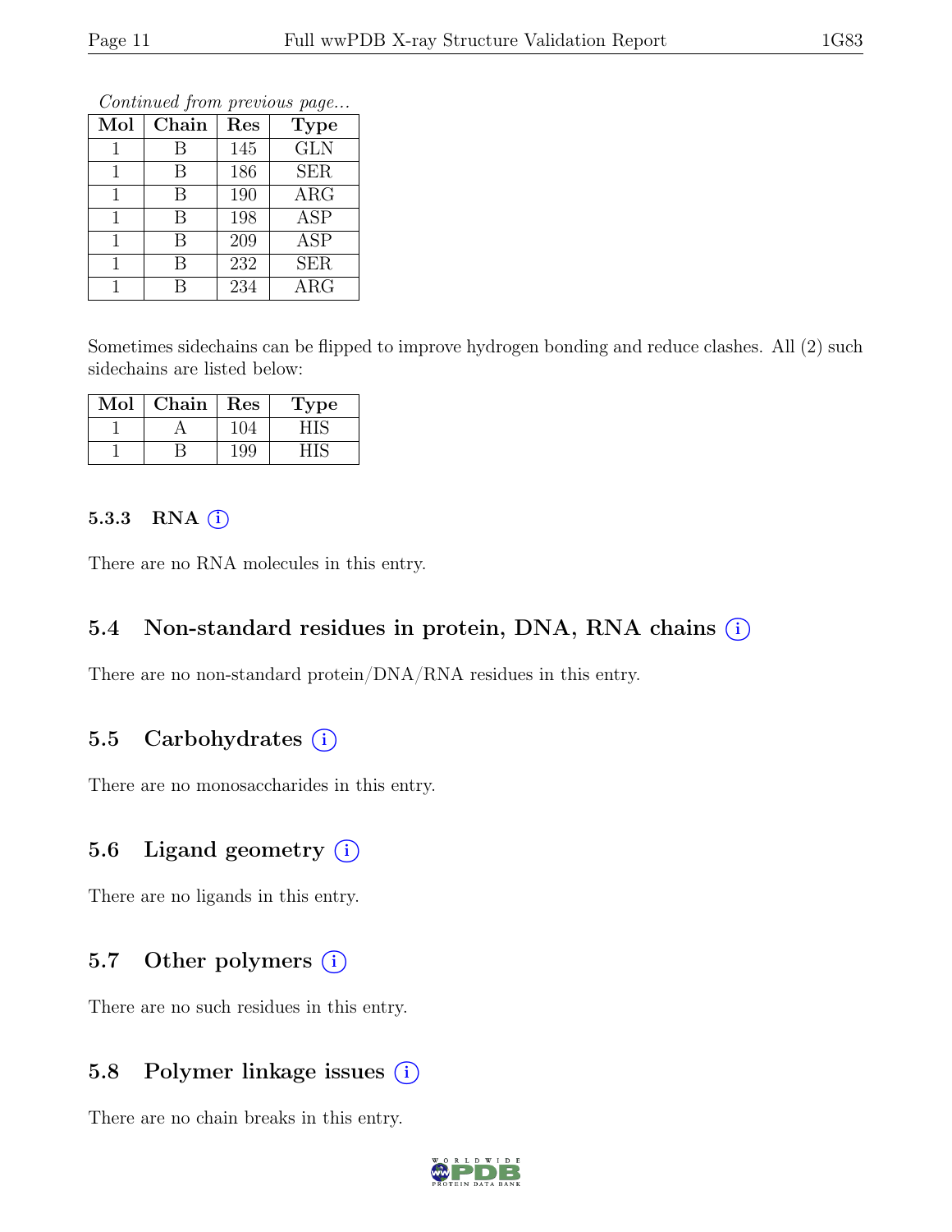*Continued from previous page...*

| Mol | Chain | Res | Type |
|---|---|---|---|
| 1 | B | 145 | GLN |
| 1 | B | 186 | SER |
| 1 | B | 190 | ARG |
| 1 | B | 198 | ASP |
| 1 | B | 209 | ASP |
| 1 | B | 232 | SER |
| 1 | B | 234 | ARG |

Sometimes sidechains can be flipped to improve hydrogen bonding and reduce clashes. All (2) such sidechains are listed below:

| Mol | Chain | Res | Type |
|---|---|---|---|
| 1 | A | 104 | HIS |
| 1 | B | 199 | HIS |

#### 5.3.3 RNA (i)

There are no RNA molecules in this entry.

### 5.4 Non-standard residues in protein, DNA, RNA chains (i)

There are no non-standard protein/DNA/RNA residues in this entry.

### 5.5 Carbohydrates (i)

There are no monosaccharides in this entry.

### 5.6 Ligand geometry (i)

There are no ligands in this entry.

### 5.7 Other polymers (i)

There are no such residues in this entry.

### 5.8 Polymer linkage issues (i)

There are no chain breaks in this entry.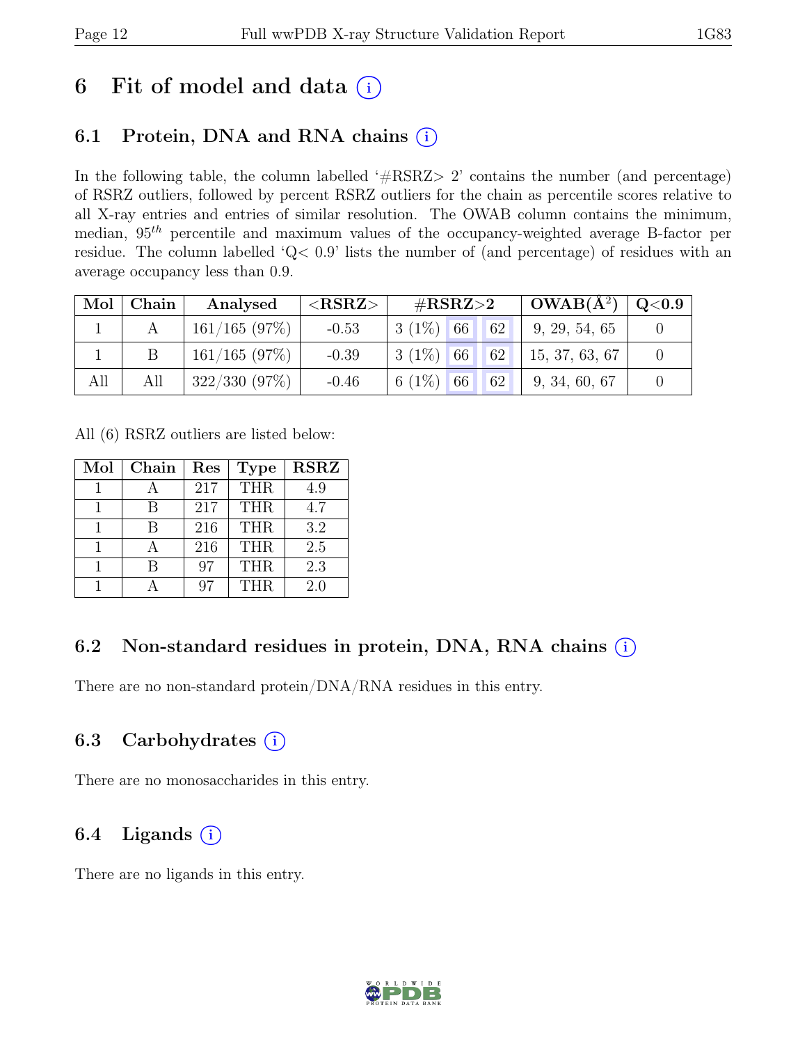# 6 Fit of model and data (i)

## 6.1 Protein, DNA and RNA chains (i)

In the following table, the column labelled '#RSRZ> 2' contains the number (and percentage) of RSRZ outliers, followed by percent RSRZ outliers for the chain as percentile scores relative to all X-ray entries and entries of similar resolution. The OWAB column contains the minimum, median, $95^{th}$ percentile and maximum values of the occupancy-weighted average B-factor per residue. The column labelled 'Q< 0.9' lists the number of (and percentage) of residues with an average occupancy less than 0.9.

| Mol | Chain | Analysed | <RSRZ> | #RSRZ>2 | | | OWAB(Å²) | Q<0.9 |
|---|---|---|---|---|---|---|---|---|
| 1 | A | 161/165 (97%) | -0.53 | 3 (1%) | 66 | 62 | 9, 29, 54, 65 | 0 |
| 1 | B | 161/165 (97%) | -0.39 | 3 (1%) | 66 | 62 | 15, 37, 63, 67 | 0 |
| All | All | 322/330 (97%) | -0.46 | 6 (1%) | 66 | 62 | 9, 34, 60, 67 | 0 |

All (6) RSRZ outliers are listed below:

| Mol | Chain | Res | Type | RSRZ |
|---|---|---|---|---|
| 1 | A | 217 | THR | 4.9 |
| 1 | B | 217 | THR | 4.7 |
| 1 | B | 216 | THR | 3.2 |
| 1 | A | 216 | THR | 2.5 |
| 1 | B | 97 | THR | 2.3 |
| 1 | A | 97 | THR | 2.0 |

## 6.2 Non-standard residues in protein, DNA, RNA chains (i)

There are no non-standard protein/DNA/RNA residues in this entry.

## 6.3 Carbohydrates (i)

There are no monosaccharides in this entry.

## 6.4 Ligands (i)

There are no ligands in this entry.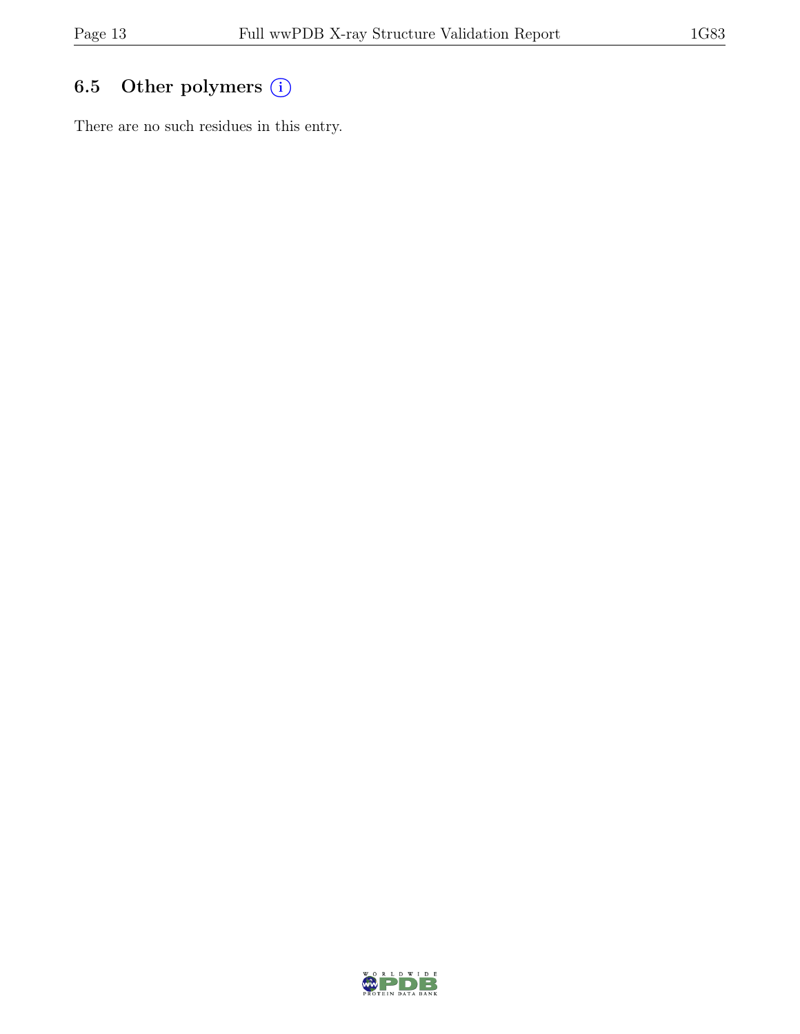### 6.5 Other polymers

There are no such residues in this entry.